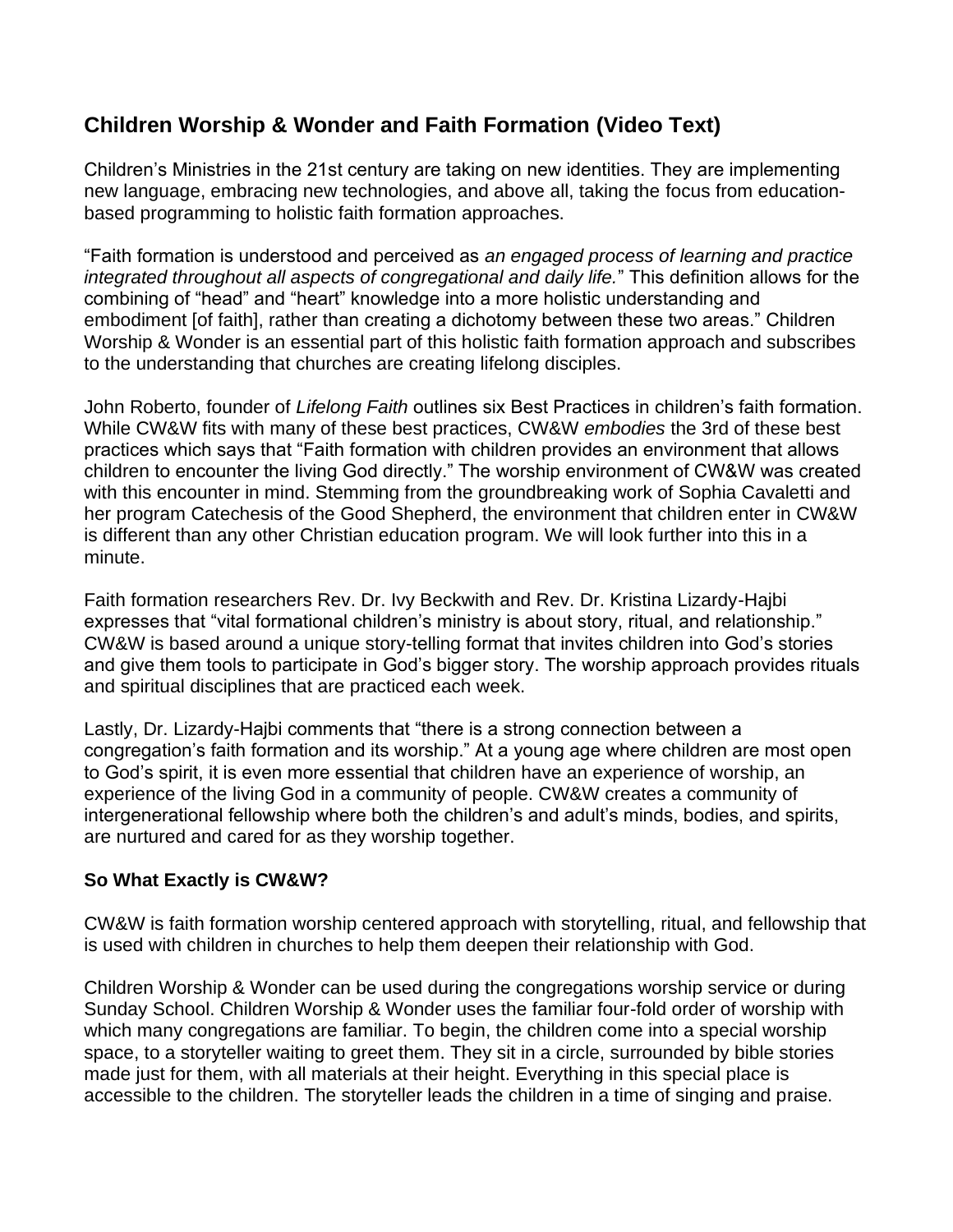## Children Worship & Wonder and Faith Formation (Video Text)

Children's Ministries in the 21st century are taking on new identities. They are implementing new language, embracing new technologies, and above all, taking the focus from education-based programming to holistic faith formation approaches.

"Faith formation is understood and perceived as *an engaged process of learning and practice integrated throughout all aspects of congregational and daily life."* This definition allows for the combining of "head" and "heart" knowledge into a more holistic understanding and embodiment [of faith], rather than creating a dichotomy between these two areas." Children Worship & Wonder is an essential part of this holistic faith formation approach and subscribes to the understanding that churches are creating lifelong disciples.

John Roberto, founder of *Lifelong Faith* outlines six Best Practices in children's faith formation. While CW&W fits with many of these best practices, CW&W *embodies* the 3rd of these best practices which says that "Faith formation with children provides an environment that allows children to encounter the living God directly." The worship environment of CW&W was created with this encounter in mind. Stemming from the groundbreaking work of Sophia Cavaletti and her program Catechesis of the Good Shepherd, the environment that children enter in CW&W is different than any other Christian education program. We will look further into this in a minute.

Faith formation researchers Rev. Dr. Ivy Beckwith and Rev. Dr. Kristina Lizardy-Hajbi expresses that "vital formational children's ministry is about story, ritual, and relationship." CW&W is based around a unique story-telling format that invites children into God's stories and give them tools to participate in God's bigger story. The worship approach provides rituals and spiritual disciplines that are practiced each week.

Lastly, Dr. Lizardy-Hajbi comments that "there is a strong connection between a congregation's faith formation and its worship." At a young age where children are most open to God's spirit, it is even more essential that children have an experience of worship, an experience of the living God in a community of people. CW&W creates a community of intergenerational fellowship where both the children's and adult's minds, bodies, and spirits, are nurtured and cared for as they worship together.

### So What Exactly is CW&W?

CW&W is faith formation worship centered approach with storytelling, ritual, and fellowship that is used with children in churches to help them deepen their relationship with God.

Children Worship & Wonder can be used during the congregations worship service or during Sunday School. Children Worship & Wonder uses the familiar four-fold order of worship with which many congregations are familiar. To begin, the children come into a special worship space, to a storyteller waiting to greet them. They sit in a circle, surrounded by bible stories made just for them, with all materials at their height. Everything in this special place is accessible to the children. The storyteller leads the children in a time of singing and praise.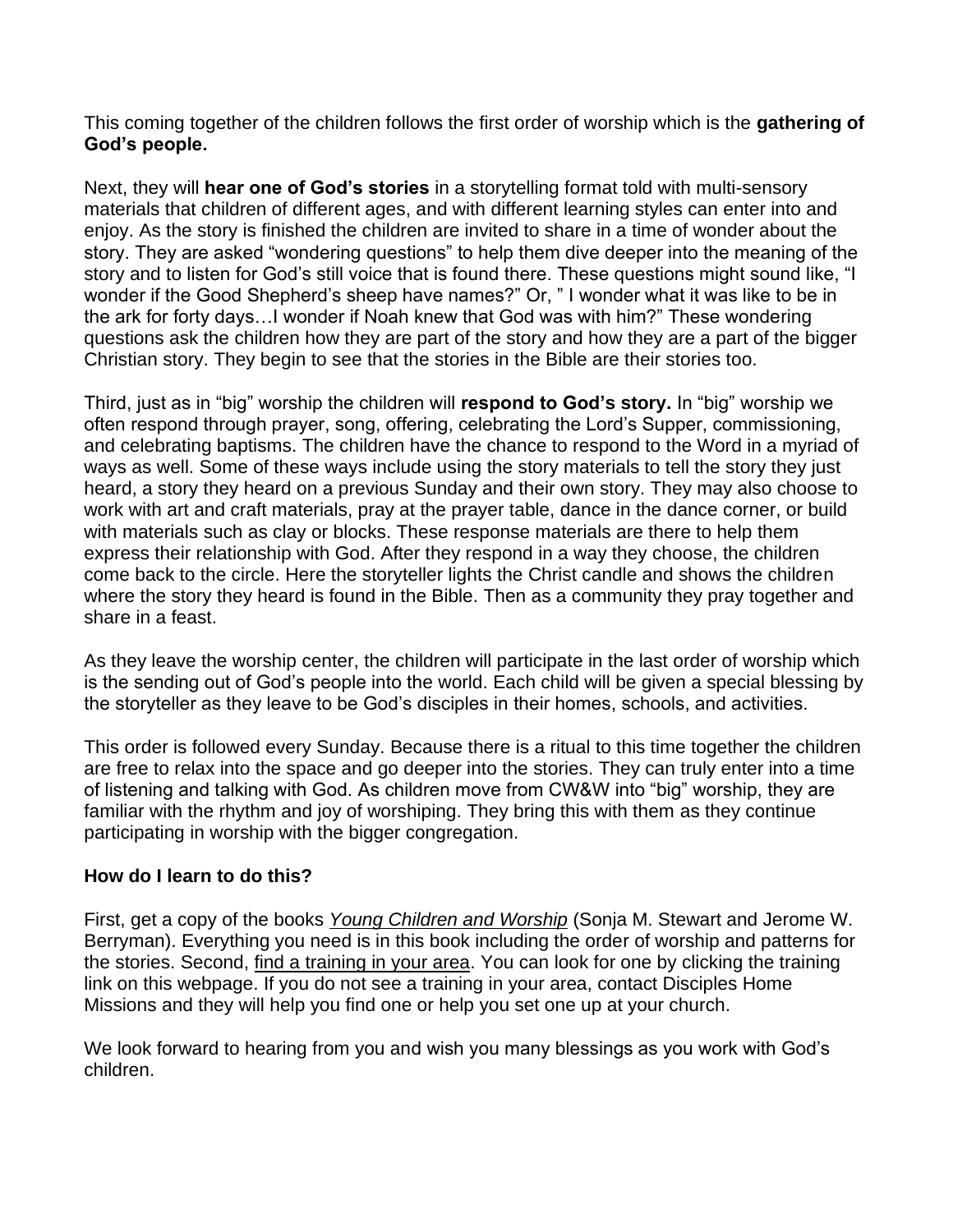This coming together of the children follows the first order of worship which is the **gathering of God's people.**

Next, they will **hear one of God's stories** in a storytelling format told with multi-sensory materials that children of different ages, and with different learning styles can enter into and enjoy. As the story is finished the children are invited to share in a time of wonder about the story. They are asked "wondering questions" to help them dive deeper into the meaning of the story and to listen for God's still voice that is found there. These questions might sound like, "I wonder if the Good Shepherd's sheep have names?" Or, " I wonder what it was like to be in the ark for forty days…I wonder if Noah knew that God was with him?" These wondering questions ask the children how they are part of the story and how they are a part of the bigger Christian story. They begin to see that the stories in the Bible are their stories too.

Third, just as in "big" worship the children will **respond to God's story.** In "big" worship we often respond through prayer, song, offering, celebrating the Lord's Supper, commissioning, and celebrating baptisms. The children have the chance to respond to the Word in a myriad of ways as well. Some of these ways include using the story materials to tell the story they just heard, a story they heard on a previous Sunday and their own story. They may also choose to work with art and craft materials, pray at the prayer table, dance in the dance corner, or build with materials such as clay or blocks. These response materials are there to help them express their relationship with God. After they respond in a way they choose, the children come back to the circle. Here the storyteller lights the Christ candle and shows the children where the story they heard is found in the Bible. Then as a community they pray together and share in a feast.

As they leave the worship center, the children will participate in the last order of worship which is the sending out of God's people into the world. Each child will be given a special blessing by the storyteller as they leave to be God's disciples in their homes, schools, and activities.

This order is followed every Sunday. Because there is a ritual to this time together the children are free to relax into the space and go deeper into the stories. They can truly enter into a time of listening and talking with God. As children move from CW&W into "big" worship, they are familiar with the rhythm and joy of worshiping. They bring this with them as they continue participating in worship with the bigger congregation.

**How do I learn to do this?**

First, get a copy of the books *Young Children and Worship* (Sonja M. Stewart and Jerome W. Berryman). Everything you need is in this book including the order of worship and patterns for the stories. Second, find a training in your area. You can look for one by clicking the training link on this webpage. If you do not see a training in your area, contact Disciples Home Missions and they will help you find one or help you set one up at your church.

We look forward to hearing from you and wish you many blessings as you work with God's children.